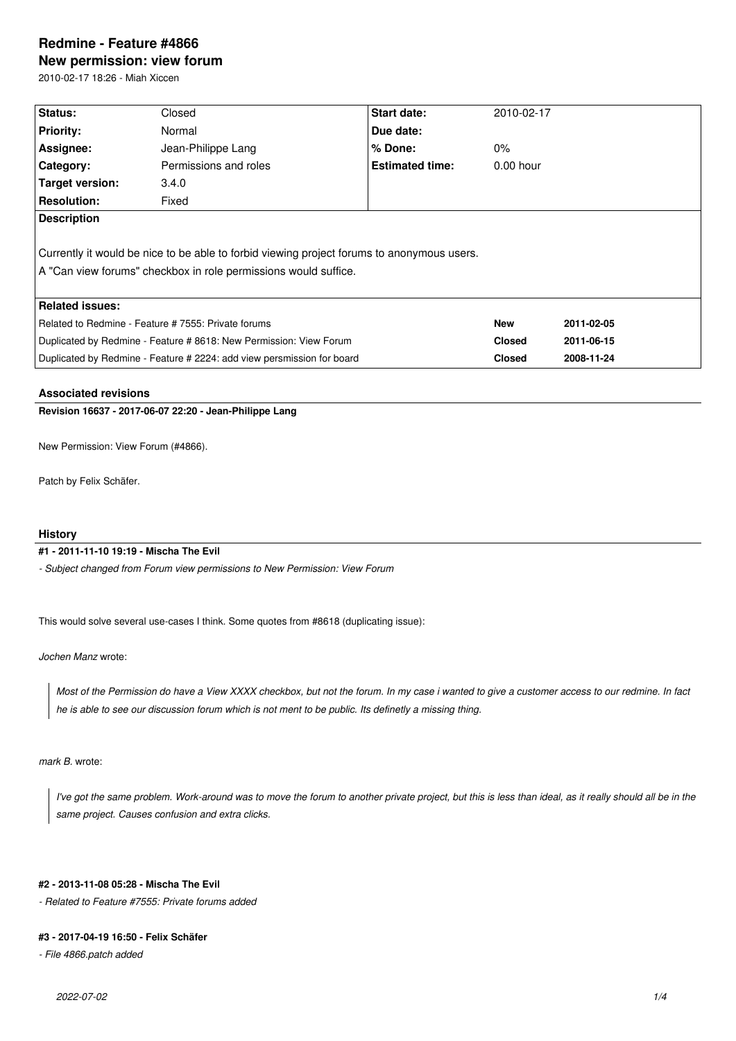# Redmine - Feature #4866

## New permission: view forum

2010-02-17 18:26 - Miah Xiccen

| Status: | Closed | Start date: | 2010-02-17 |
|---|---|---|---|
| Priority: | Normal | Due date: | |
| Assignee: | Jean-Philippe Lang | % Done: | 0% |
| Category: | Permissions and roles | Estimated time: | 0.00 hour |
| Target version: | 3.4.0 | | |
| Resolution: | Fixed | | |

**Description**

Currently it would be nice to be able to forbid viewing project forums to anonymous users.
A "Can view forums" checkbox in role permissions would suffice.

**Related issues:**

| | | |
|---|---|---|
| Related to Redmine - Feature # 7555: Private forums | **New** | **2011-02-05** |
| Duplicated by Redmine - Feature # 8618: New Permission: View Forum | **Closed** | **2011-06-15** |
| Duplicated by Redmine - Feature # 2224: add view persmission for board | **Closed** | **2008-11-24** |

### Associated revisions

**Revision 16637 - 2017-06-07 22:20 - Jean-Philippe Lang**

New Permission: View Forum (#4866).

Patch by Felix Schäfer.

### History

**#1 - 2011-11-10 19:19 - Mischa The Evil**

*- Subject changed from Forum view permissions to New Permission: View Forum*

This would solve several use-cases I think. Some quotes from #8618 (duplicating issue):

*Jochen Manz* wrote:

> *Most of the Permission do have a View XXXX checkbox, but not the forum. In my case i wanted to give a customer access to our redmine. In fact he is able to see our discussion forum which is not ment to be public. Its definetly a missing thing.*

*mark B.* wrote:

> *I've got the same problem. Work-around was to move the forum to another private project, but this is less than ideal, as it really should all be in the same project. Causes confusion and extra clicks.*

**#2 - 2013-11-08 05:28 - Mischa The Evil**

*- Related to Feature #7555: Private forums added*

**#3 - 2017-04-19 16:50 - Felix Schäfer**

*- File 4866.patch added*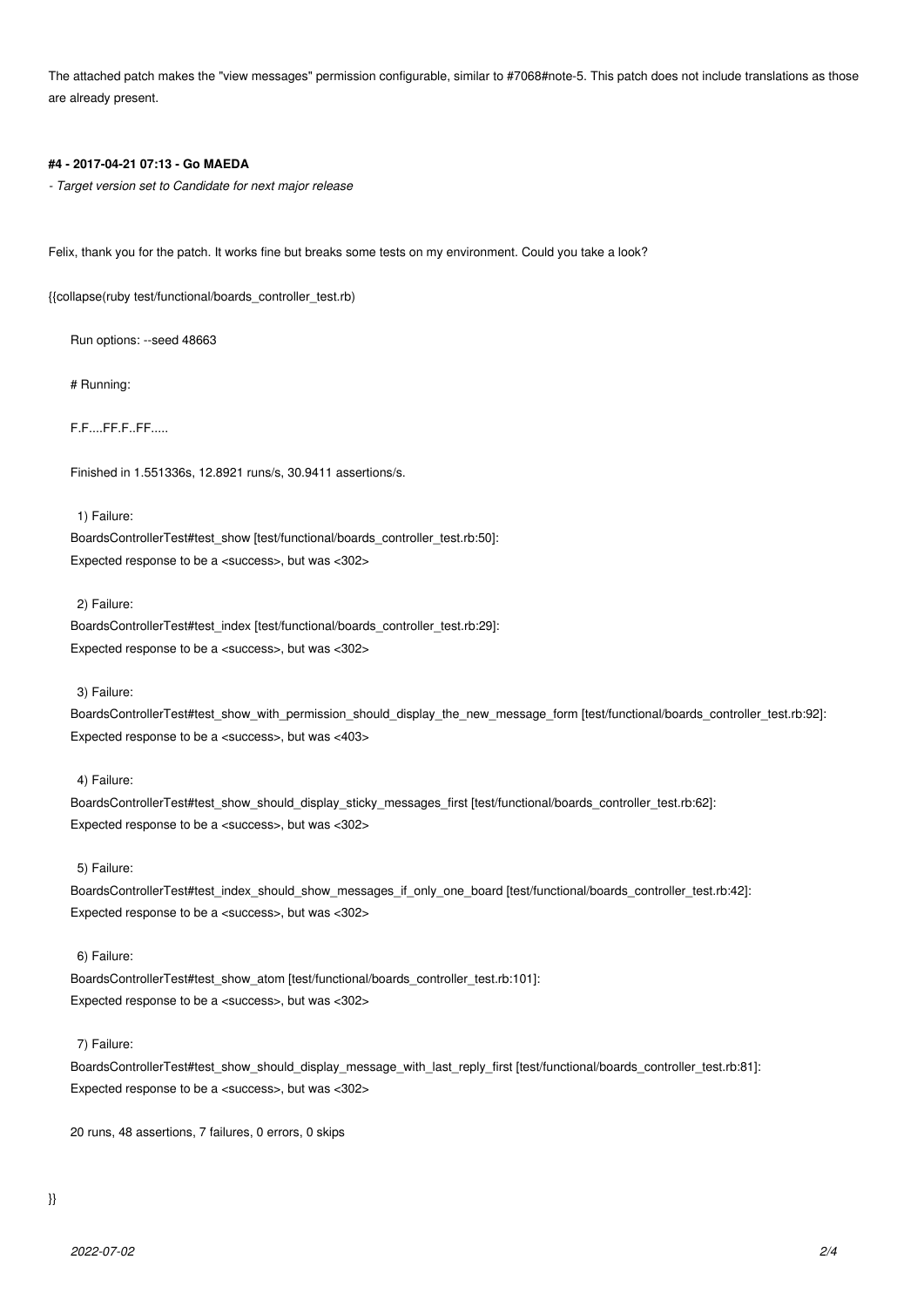The attached patch makes the "view messages" permission configurable, similar to #7068#note-5. This patch does not include translations as those are already present.

#### #4 - 2017-04-21 07:13 - Go MAEDA

*- Target version set to Candidate for next major release*

Felix, thank you for the patch. It works fine but breaks some tests on my environment. Could you take a look?

{{collapse(ruby test/functional/boards_controller_test.rb)

```
Run options: --seed 48663

# Running:

F.F....FF.F..FF.....

Finished in 1.551336s, 12.8921 runs/s, 30.9411 assertions/s.

  1) Failure:
BoardsControllerTest#test_show [test/functional/boards_controller_test.rb:50]:
Expected response to be a <success>, but was <302>

  2) Failure:
BoardsControllerTest#test_index [test/functional/boards_controller_test.rb:29]:
Expected response to be a <success>, but was <302>

  3) Failure:
BoardsControllerTest#test_show_with_permission_should_display_the_new_message_form [test/functional/boards_controller_test.rb:92]:
Expected response to be a <success>, but was <403>

  4) Failure:
BoardsControllerTest#test_show_should_display_sticky_messages_first [test/functional/boards_controller_test.rb:62]:
Expected response to be a <success>, but was <302>

  5) Failure:
BoardsControllerTest#test_index_should_show_messages_if_only_one_board [test/functional/boards_controller_test.rb:42]:
Expected response to be a <success>, but was <302>

  6) Failure:
BoardsControllerTest#test_show_atom [test/functional/boards_controller_test.rb:101]:
Expected response to be a <success>, but was <302>

  7) Failure:
BoardsControllerTest#test_show_should_display_message_with_last_reply_first [test/functional/boards_controller_test.rb:81]:
Expected response to be a <success>, but was <302>

20 runs, 48 assertions, 7 failures, 0 errors, 0 skips
```

}}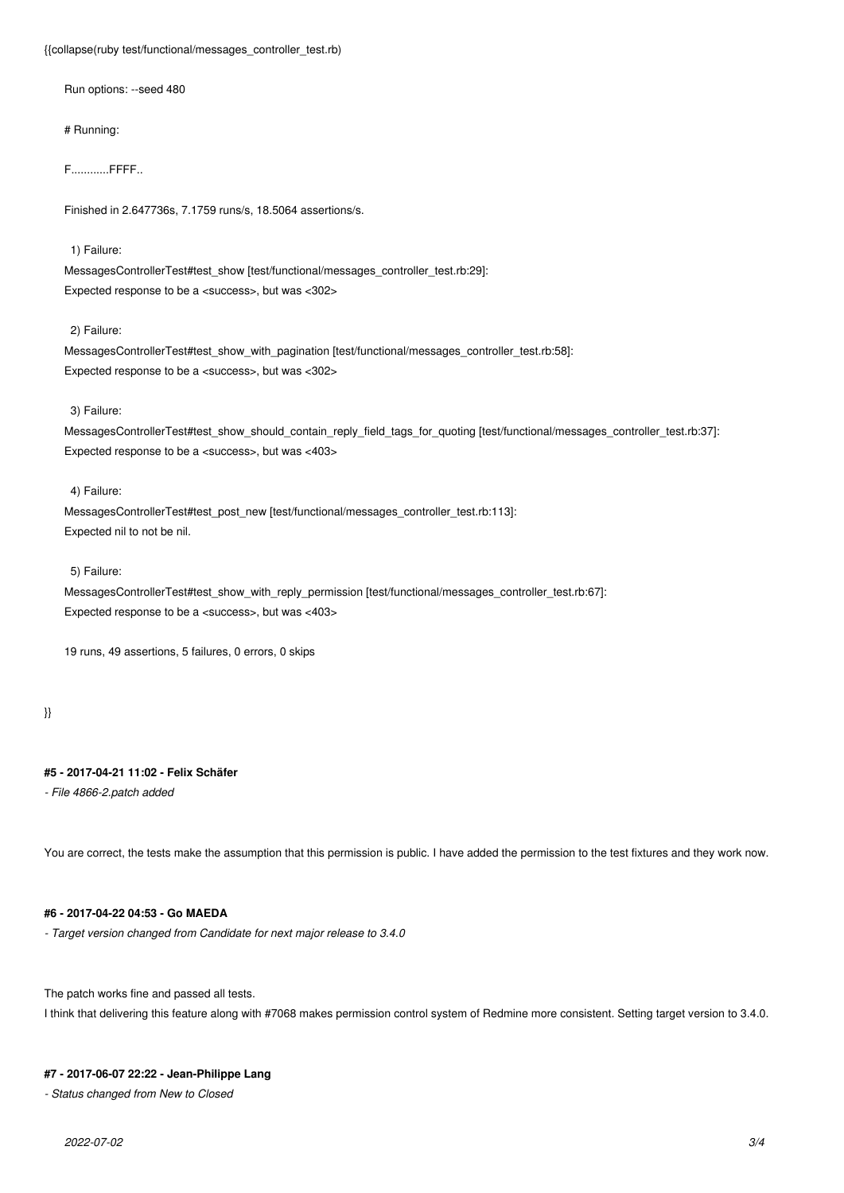{{collapse(ruby test/functional/messages_controller_test.rb)

```
Run options: --seed 480

# Running:

F............FFFF..

Finished in 2.647736s, 7.1759 runs/s, 18.5064 assertions/s.

  1) Failure:
MessagesControllerTest#test_show [test/functional/messages_controller_test.rb:29]:
Expected response to be a <success>, but was <302>

  2) Failure:
MessagesControllerTest#test_show_with_pagination [test/functional/messages_controller_test.rb:58]:
Expected response to be a <success>, but was <302>

  3) Failure:
MessagesControllerTest#test_show_should_contain_reply_field_tags_for_quoting [test/functional/messages_controller_test.rb:37]:
Expected response to be a <success>, but was <403>

  4) Failure:
MessagesControllerTest#test_post_new [test/functional/messages_controller_test.rb:113]:
Expected nil to not be nil.

  5) Failure:
MessagesControllerTest#test_show_with_reply_permission [test/functional/messages_controller_test.rb:67]:
Expected response to be a <success>, but was <403>

19 runs, 49 assertions, 5 failures, 0 errors, 0 skips
```

}}

#### #5 - 2017-04-21 11:02 - Felix Schäfer

*- File 4866-2.patch added*

You are correct, the tests make the assumption that this permission is public. I have added the permission to the test fixtures and they work now.

#### #6 - 2017-04-22 04:53 - Go MAEDA

*- Target version changed from Candidate for next major release to 3.4.0*

The patch works fine and passed all tests.
I think that delivering this feature along with #7068 makes permission control system of Redmine more consistent. Setting target version to 3.4.0.

#### #7 - 2017-06-07 22:22 - Jean-Philippe Lang

*- Status changed from New to Closed*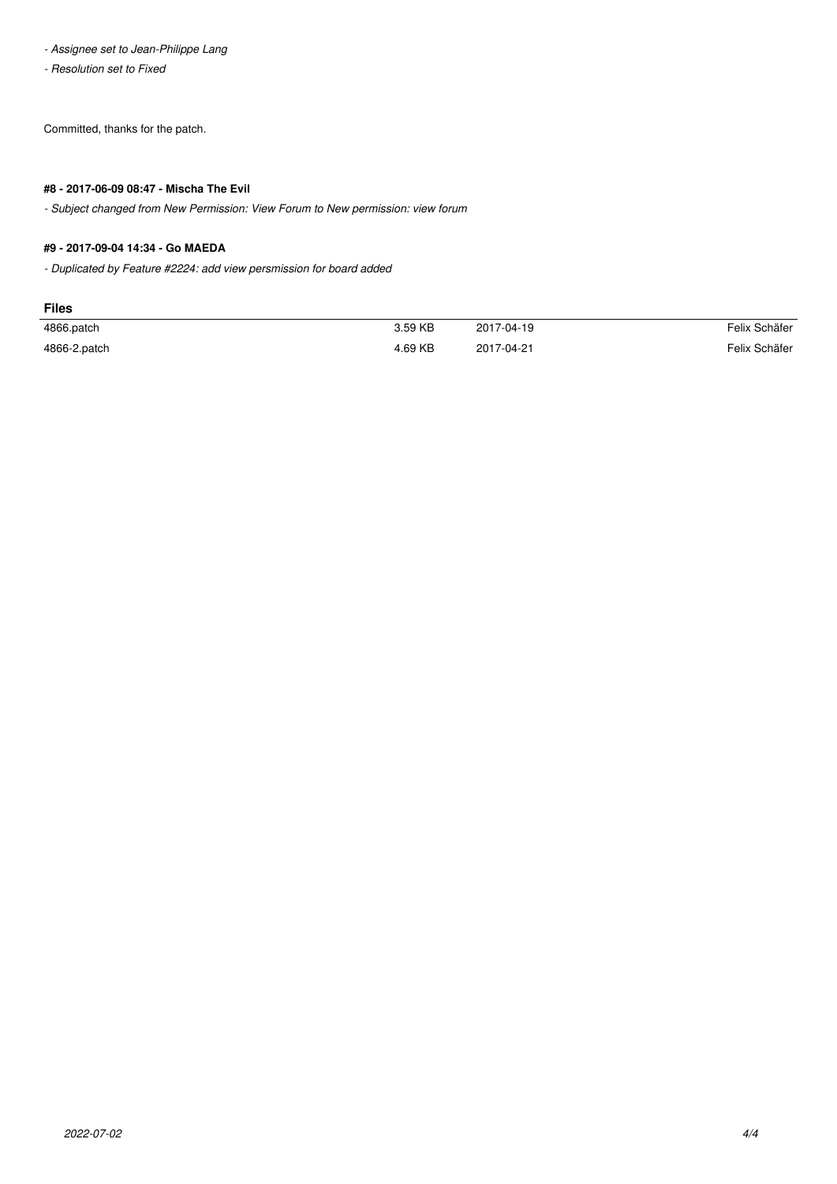*- Assignee set to Jean-Philippe Lang*

*- Resolution set to Fixed*

Committed, thanks for the patch.

#### #8 - 2017-06-09 08:47 - Mischa The Evil

*- Subject changed from New Permission: View Forum to New permission: view forum*

#### #9 - 2017-09-04 14:34 - Go MAEDA

*- Duplicated by Feature #2224: add view persmission for board added*

### Files

| | | | |
|---|---|---|---|
| 4866.patch | 3.59 KB | 2017-04-19 | Felix Schäfer |
| 4866-2.patch | 4.69 KB | 2017-04-21 | Felix Schäfer |